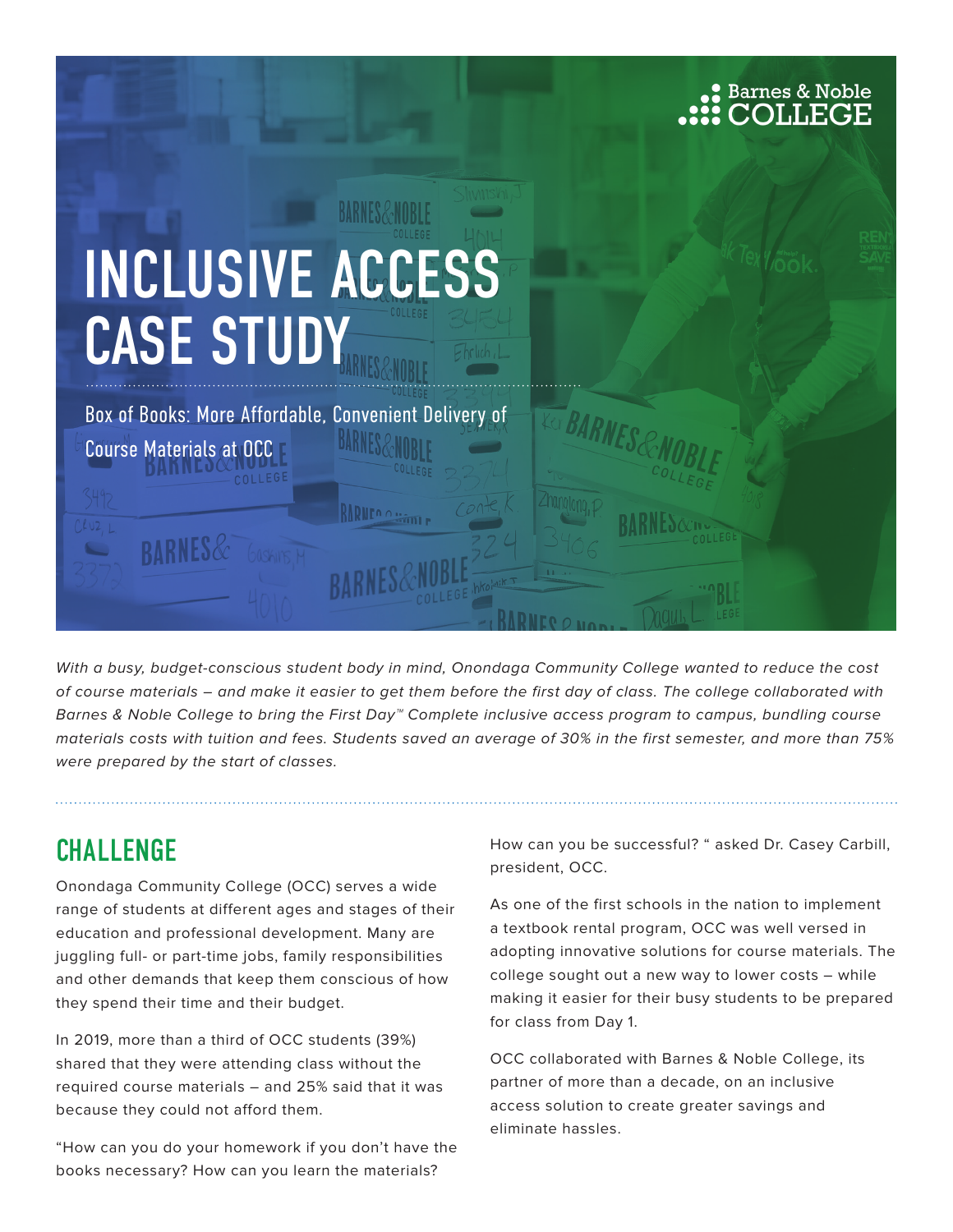Barnes & Noble COLLEGE

# INCLUSIVE ACCESS CASE STUDY

Box of Books: More Affordable, Convenient Delivery of Course Materials at OCC

*With a busy, budget-conscious student body in mind, Onondaga Community College wanted to reduce the cost of course materials – and make it easier to get them before the first day of class. The college collaborated with Barnes & Noble College to bring the First Day™ Complete inclusive access program to campus, bundling course materials costs with tuition and fees. Students saved an average of 30% in the first semester, and more than 75% were prepared by the start of classes.*

## CHALLENGE

Onondaga Community College (OCC) serves a wide range of students at different ages and stages of their education and professional development. Many are juggling full- or part-time jobs, family responsibilities and other demands that keep them conscious of how they spend their time and their budget.

In 2019, more than a third of OCC students (39%) shared that they were attending class without the required course materials – and 25% said that it was because they could not afford them.

"How can you do your homework if you don't have the books necessary? How can you learn the materials? How can you be successful? " asked Dr. Casey Carbill, president, OCC.

As one of the first schools in the nation to implement a textbook rental program, OCC was well versed in adopting innovative solutions for course materials. The college sought out a new way to lower costs – while making it easier for their busy students to be prepared for class from Day 1.

OCC collaborated with Barnes & Noble College, its partner of more than a decade, on an inclusive access solution to create greater savings and eliminate hassles.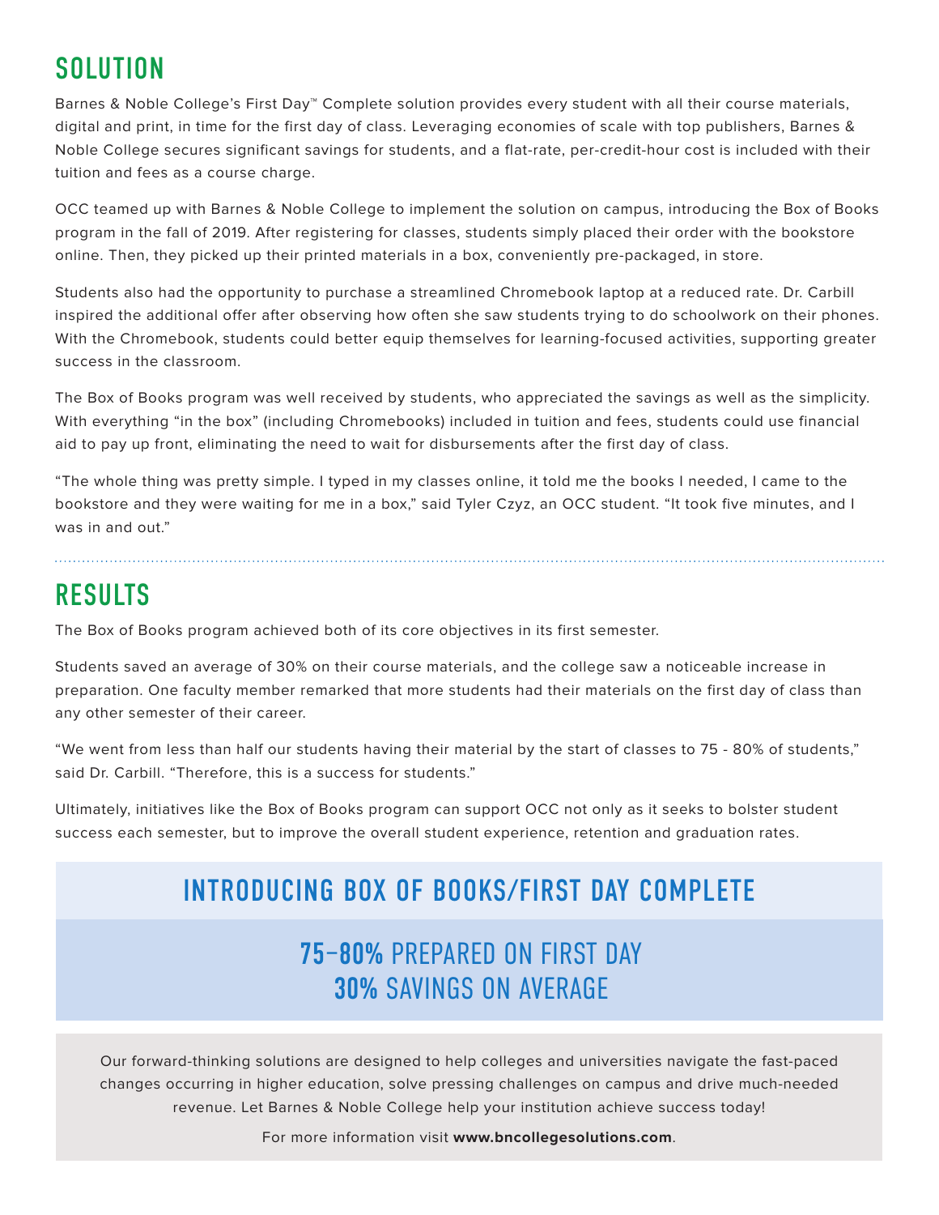## SOLUTION

Barnes & Noble College's First Day™ Complete solution provides every student with all their course materials, digital and print, in time for the first day of class. Leveraging economies of scale with top publishers, Barnes & Noble College secures significant savings for students, and a flat-rate, per-credit-hour cost is included with their tuition and fees as a course charge.

OCC teamed up with Barnes & Noble College to implement the solution on campus, introducing the Box of Books program in the fall of 2019. After registering for classes, students simply placed their order with the bookstore online. Then, they picked up their printed materials in a box, conveniently pre-packaged, in store.

Students also had the opportunity to purchase a streamlined Chromebook laptop at a reduced rate. Dr. Carbill inspired the additional offer after observing how often she saw students trying to do schoolwork on their phones. With the Chromebook, students could better equip themselves for learning-focused activities, supporting greater success in the classroom.

The Box of Books program was well received by students, who appreciated the savings as well as the simplicity. With everything "in the box" (including Chromebooks) included in tuition and fees, students could use financial aid to pay up front, eliminating the need to wait for disbursements after the first day of class.

"The whole thing was pretty simple. I typed in my classes online, it told me the books I needed, I came to the bookstore and they were waiting for me in a box," said Tyler Czyz, an OCC student. "It took five minutes, and I was in and out."

## RESULTS

The Box of Books program achieved both of its core objectives in its first semester.

Students saved an average of 30% on their course materials, and the college saw a noticeable increase in preparation. One faculty member remarked that more students had their materials on the first day of class than any other semester of their career.

"We went from less than half our students having their material by the start of classes to 75 - 80% of students," said Dr. Carbill. "Therefore, this is a success for students."

Ultimately, initiatives like the Box of Books program can support OCC not only as it seeks to bolster student success each semester, but to improve the overall student experience, retention and graduation rates.

### INTRODUCING BOX OF BOOKS/FIRST DAY COMPLETE

**75–80%** PREPARED ON FIRST DAY
**30%** SAVINGS ON AVERAGE

Our forward-thinking solutions are designed to help colleges and universities navigate the fast-paced changes occurring in higher education, solve pressing challenges on campus and drive much-needed revenue. Let Barnes & Noble College help your institution achieve success today!

For more information visit **www.bncollegesolutions.com**.